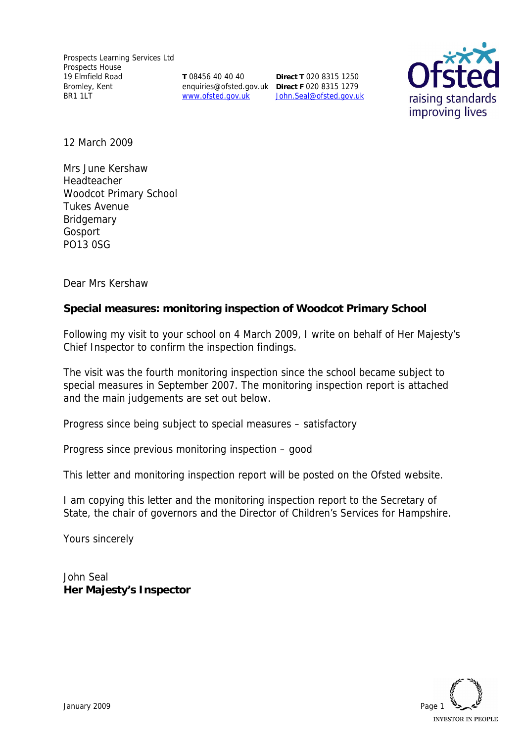Prospects Learning Services Ltd
Prospects House
19 Elmfield Road
Bromley, Kent
BR1 1LT

**T** 08456 40 40 40
enquiries@ofsted.gov.uk
www.ofsted.gov.uk

**Direct T** 020 8315 1250
**Direct F** 020 8315 1279
John.Seal@ofsted.gov.uk

12 March 2009

Mrs June Kershaw
Headteacher
Woodcot Primary School
Tukes Avenue
Bridgemary
Gosport
PO13 0SG

Dear Mrs Kershaw

**Special measures: monitoring inspection of Woodcot Primary School**

Following my visit to your school on 4 March 2009, I write on behalf of Her Majesty's Chief Inspector to confirm the inspection findings.

The visit was the fourth monitoring inspection since the school became subject to special measures in September 2007. The monitoring inspection report is attached and the main judgements are set out below.

Progress since being subject to special measures – satisfactory

Progress since previous monitoring inspection – good

This letter and monitoring inspection report will be posted on the Ofsted website.

I am copying this letter and the monitoring inspection report to the Secretary of State, the chair of governors and the Director of Children's Services for Hampshire.

Yours sincerely

John Seal
**Her Majesty's Inspector**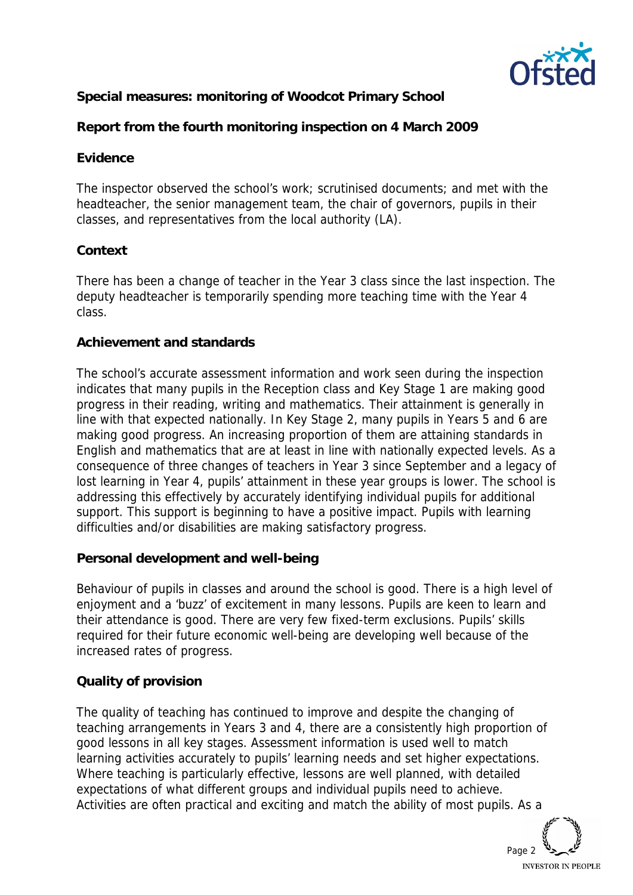**Special measures: monitoring of Woodcot Primary School**

**Report from the fourth monitoring inspection on 4 March 2009**

**Evidence**

The inspector observed the school's work; scrutinised documents; and met with the headteacher, the senior management team, the chair of governors, pupils in their classes, and representatives from the local authority (LA).

**Context**

There has been a change of teacher in the Year 3 class since the last inspection. The deputy headteacher is temporarily spending more teaching time with the Year 4 class.

**Achievement and standards**

The school's accurate assessment information and work seen during the inspection indicates that many pupils in the Reception class and Key Stage 1 are making good progress in their reading, writing and mathematics. Their attainment is generally in line with that expected nationally. In Key Stage 2, many pupils in Years 5 and 6 are making good progress. An increasing proportion of them are attaining standards in English and mathematics that are at least in line with nationally expected levels. As a consequence of three changes of teachers in Year 3 since September and a legacy of lost learning in Year 4, pupils' attainment in these year groups is lower. The school is addressing this effectively by accurately identifying individual pupils for additional support. This support is beginning to have a positive impact. Pupils with learning difficulties and/or disabilities are making satisfactory progress.

**Personal development and well-being**

Behaviour of pupils in classes and around the school is good. There is a high level of enjoyment and a 'buzz' of excitement in many lessons. Pupils are keen to learn and their attendance is good. There are very few fixed-term exclusions. Pupils' skills required for their future economic well-being are developing well because of the increased rates of progress.

**Quality of provision**

The quality of teaching has continued to improve and despite the changing of teaching arrangements in Years 3 and 4, there are a consistently high proportion of good lessons in all key stages. Assessment information is used well to match learning activities accurately to pupils' learning needs and set higher expectations. Where teaching is particularly effective, lessons are well planned, with detailed expectations of what different groups and individual pupils need to achieve. Activities are often practical and exciting and match the ability of most pupils. As a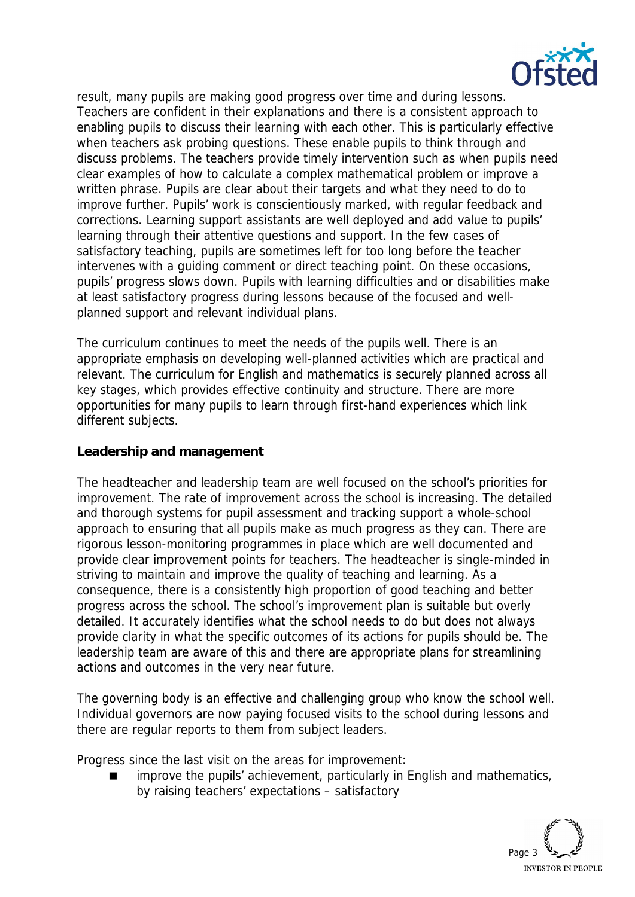result, many pupils are making good progress over time and during lessons. Teachers are confident in their explanations and there is a consistent approach to enabling pupils to discuss their learning with each other. This is particularly effective when teachers ask probing questions. These enable pupils to think through and discuss problems. The teachers provide timely intervention such as when pupils need clear examples of how to calculate a complex mathematical problem or improve a written phrase. Pupils are clear about their targets and what they need to do to improve further. Pupils' work is conscientiously marked, with regular feedback and corrections. Learning support assistants are well deployed and add value to pupils' learning through their attentive questions and support. In the few cases of satisfactory teaching, pupils are sometimes left for too long before the teacher intervenes with a guiding comment or direct teaching point. On these occasions, pupils' progress slows down. Pupils with learning difficulties and or disabilities make at least satisfactory progress during lessons because of the focused and well-planned support and relevant individual plans.

The curriculum continues to meet the needs of the pupils well. There is an appropriate emphasis on developing well-planned activities which are practical and relevant. The curriculum for English and mathematics is securely planned across all key stages, which provides effective continuity and structure. There are more opportunities for many pupils to learn through first-hand experiences which link different subjects.

**Leadership and management**

The headteacher and leadership team are well focused on the school's priorities for improvement. The rate of improvement across the school is increasing. The detailed and thorough systems for pupil assessment and tracking support a whole-school approach to ensuring that all pupils make as much progress as they can. There are rigorous lesson-monitoring programmes in place which are well documented and provide clear improvement points for teachers. The headteacher is single-minded in striving to maintain and improve the quality of teaching and learning. As a consequence, there is a consistently high proportion of good teaching and better progress across the school. The school's improvement plan is suitable but overly detailed. It accurately identifies what the school needs to do but does not always provide clarity in what the specific outcomes of its actions for pupils should be. The leadership team are aware of this and there are appropriate plans for streamlining actions and outcomes in the very near future.

The governing body is an effective and challenging group who know the school well. Individual governors are now paying focused visits to the school during lessons and there are regular reports to them from subject leaders.

Progress since the last visit on the areas for improvement:

- improve the pupils' achievement, particularly in English and mathematics, by raising teachers' expectations – satisfactory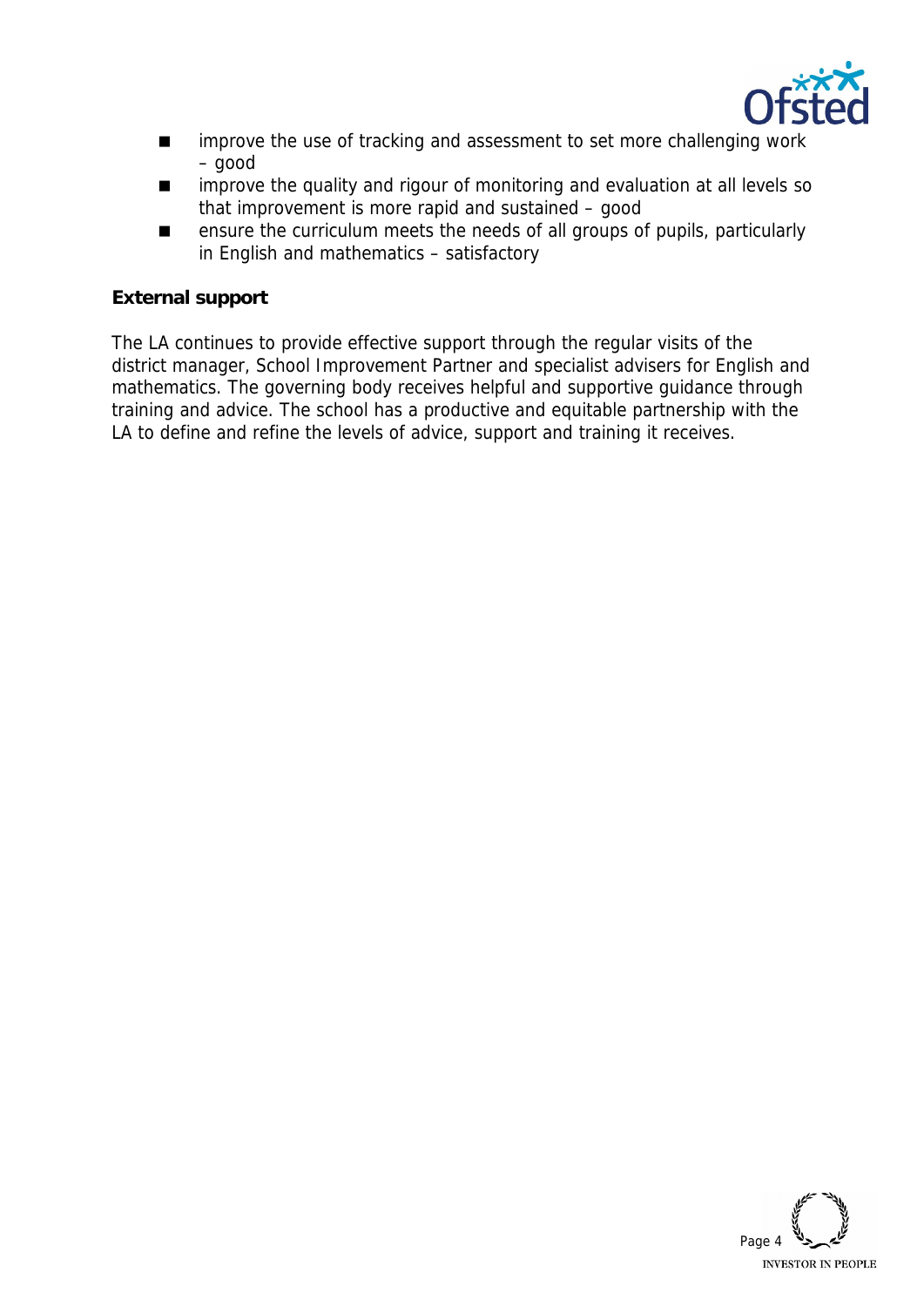- improve the use of tracking and assessment to set more challenging work – good
- improve the quality and rigour of monitoring and evaluation at all levels so that improvement is more rapid and sustained – good
- ensure the curriculum meets the needs of all groups of pupils, particularly in English and mathematics – satisfactory

**External support**

The LA continues to provide effective support through the regular visits of the district manager, School Improvement Partner and specialist advisers for English and mathematics. The governing body receives helpful and supportive guidance through training and advice. The school has a productive and equitable partnership with the LA to define and refine the levels of advice, support and training it receives.